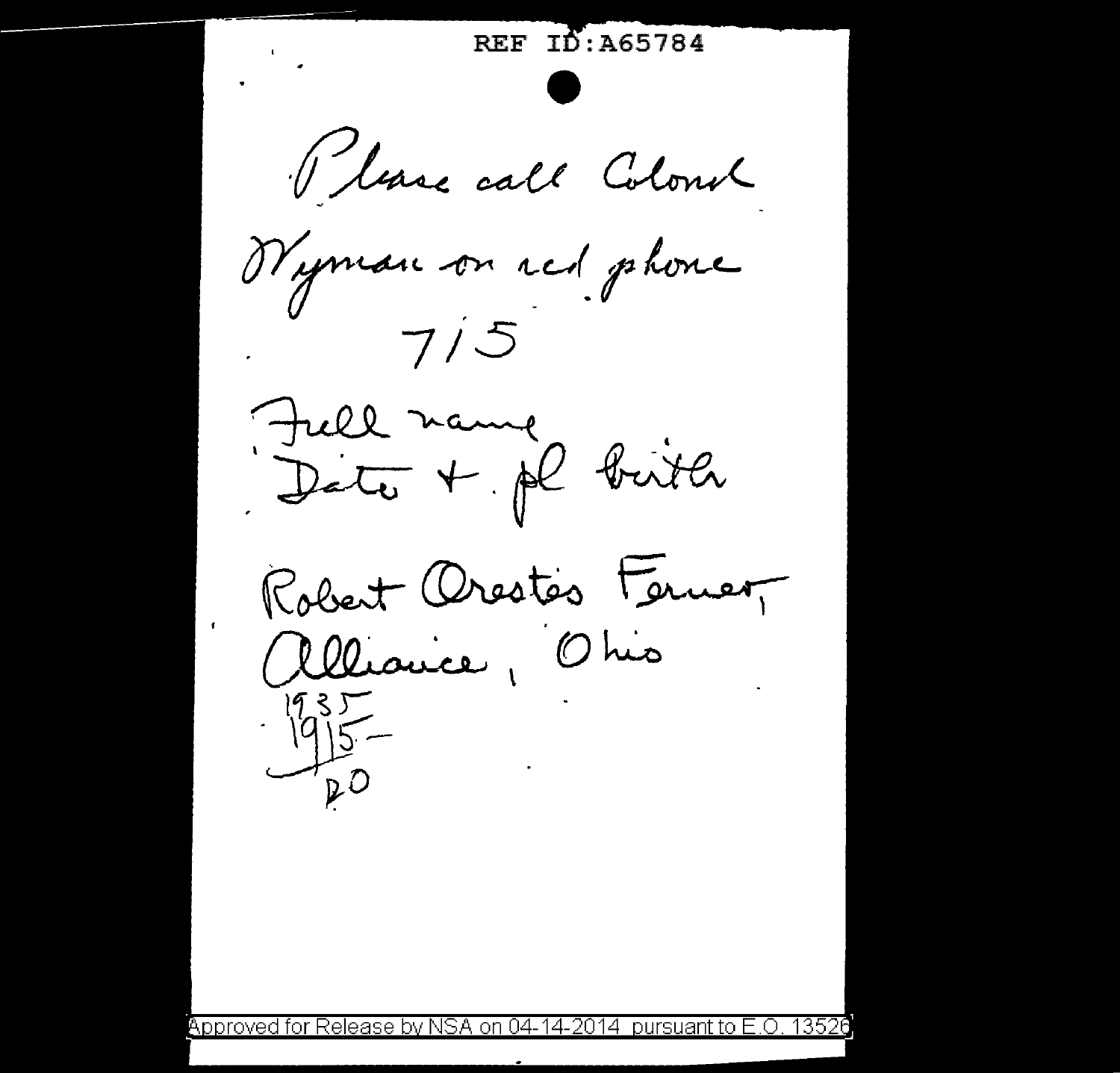REF ID:A65784

Please call Colonel
Wyman on red phone
7/5

Full name
Date + pl birth

Robert Orestes Fernier,
Alliance, Ohio

1935
1915
20

Approved for Release by NSA on 04-14-2014 pursuant to E.O. 13526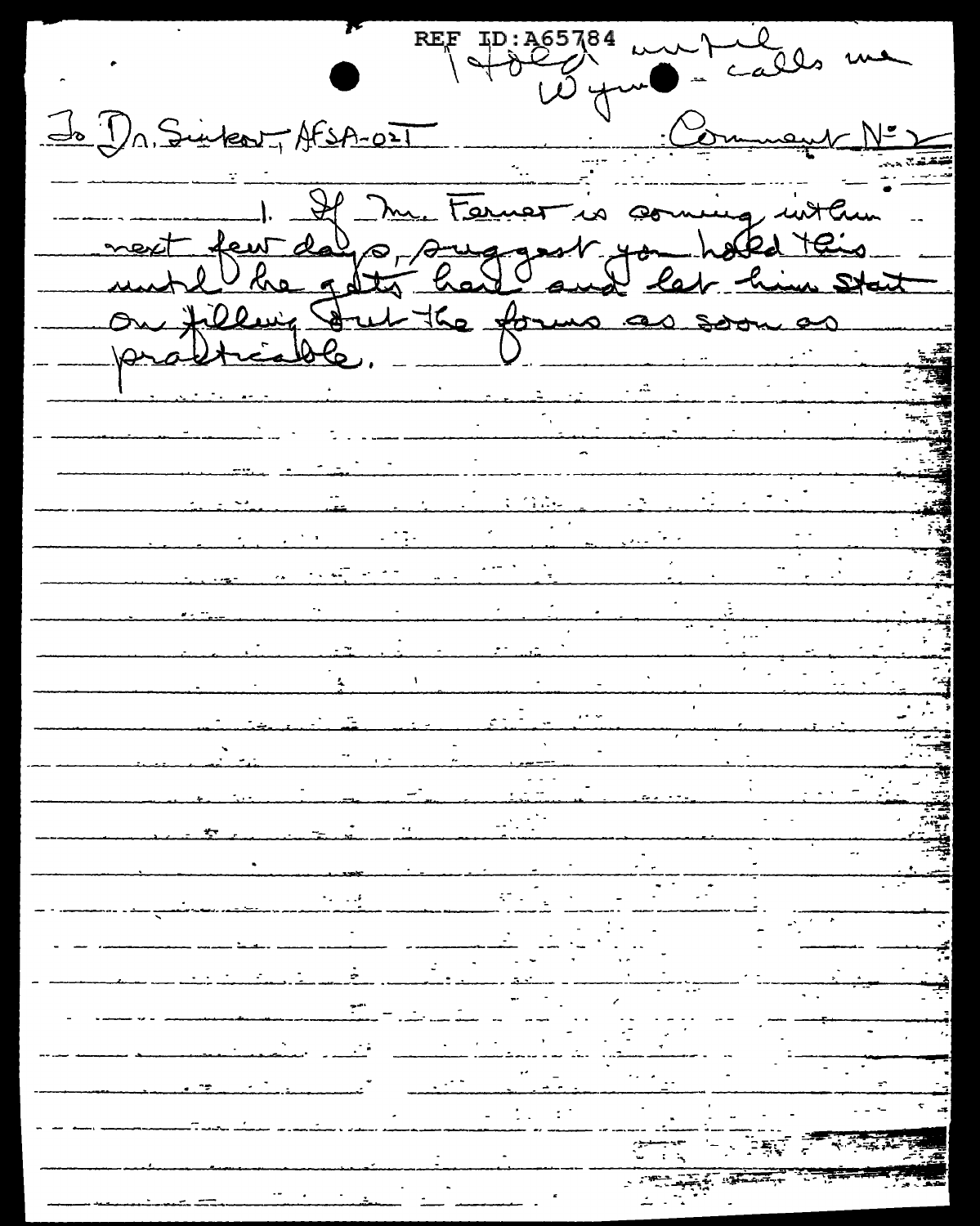REF ID:A65784

Hold until Wyman calls me

To Dr. Sinkov, AFSA-02T

Comment No 2

1. If Mr. Farmer is coming in the next few days, suggest you hold this until he gets here and let him start on filling out the forms as soon as practicable.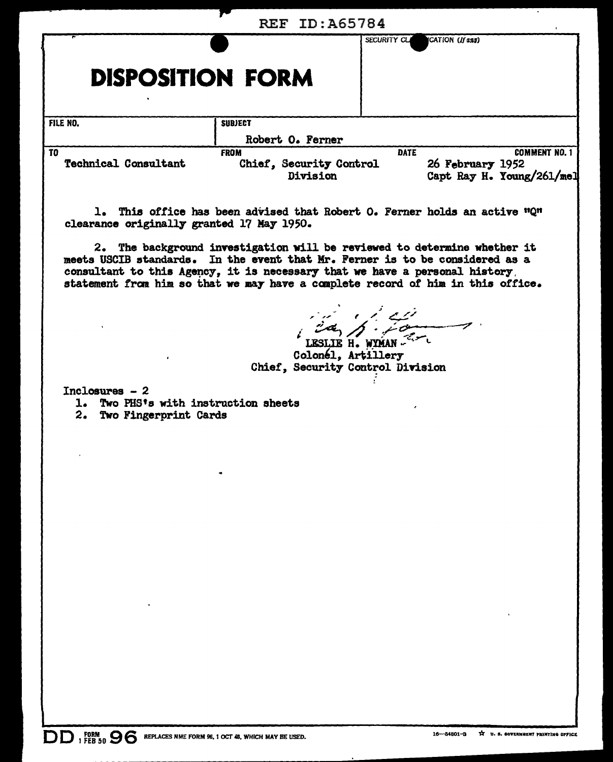REF ID:A65784

# DISPOSITION FORM

SECURITY CLASSIFICATION (If any)

| FILE NO. | SUBJECT | | |
|---|---|---|---|
| | Robert O. Ferner | | |
| **TO** | **FROM** | **DATE** | **COMMENT NO. 1** |
| Technical Consultant | Chief, Security Control Division | 26 February 1952 | Capt Ray H. Young/261/mel |

1. This office has been advised that Robert O. Ferner holds an active "Q" clearance originally granted 17 May 1950.

2. The background investigation will be reviewed to determine whether it meets USCIB standards. In the event that Mr. Ferner is to be considered as a consultant to this Agency, it is necessary that we have a personal history statement from him so that we may have a complete record of him in this office.

LESLIE H. WYMAN
Colonel, Artillery
Chief, Security Control Division

Inclosures - 2
1. Two PHS's with instruction sheets
2. Two Fingerprint Cards

DD FORM 1 FEB 50 96 REPLACES NME FORM 96, 1 OCT 48, WHICH MAY BE USED.

16—54801-3 ☆ U. S. GOVERNMENT PRINTING OFFICE